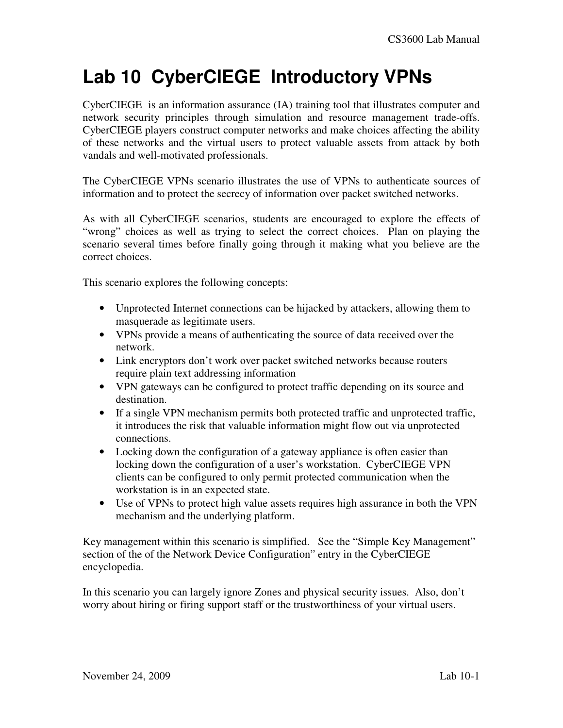# Lab 10 CyberCIEGE Introductory VPNs

CyberCIEGE is an information assurance (IA) training tool that illustrates computer and network security principles through simulation and resource management trade-offs. CyberCIEGE players construct computer networks and make choices affecting the ability of these networks and the virtual users to protect valuable assets from attack by both vandals and well-motivated professionals.

The CyberCIEGE VPNs scenario illustrates the use of VPNs to authenticate sources of information and to protect the secrecy of information over packet switched networks.

As with all CyberCIEGE scenarios, students are encouraged to explore the effects of "wrong" choices as well as trying to select the correct choices. Plan on playing the scenario several times before finally going through it making what you believe are the correct choices.

This scenario explores the following concepts:

- Unprotected Internet connections can be hijacked by attackers, allowing them to masquerade as legitimate users.
- VPNs provide a means of authenticating the source of data received over the network.
- Link encryptors don't work over packet switched networks because routers require plain text addressing information
- VPN gateways can be configured to protect traffic depending on its source and destination.
- If a single VPN mechanism permits both protected traffic and unprotected traffic, it introduces the risk that valuable information might flow out via unprotected connections.
- Locking down the configuration of a gateway appliance is often easier than locking down the configuration of a user's workstation. CyberCIEGE VPN clients can be configured to only permit protected communication when the workstation is in an expected state.
- Use of VPNs to protect high value assets requires high assurance in both the VPN mechanism and the underlying platform.

Key management within this scenario is simplified. See the "Simple Key Management" section of the of the Network Device Configuration" entry in the CyberCIEGE encyclopedia.

In this scenario you can largely ignore Zones and physical security issues. Also, don't worry about hiring or firing support staff or the trustworthiness of your virtual users.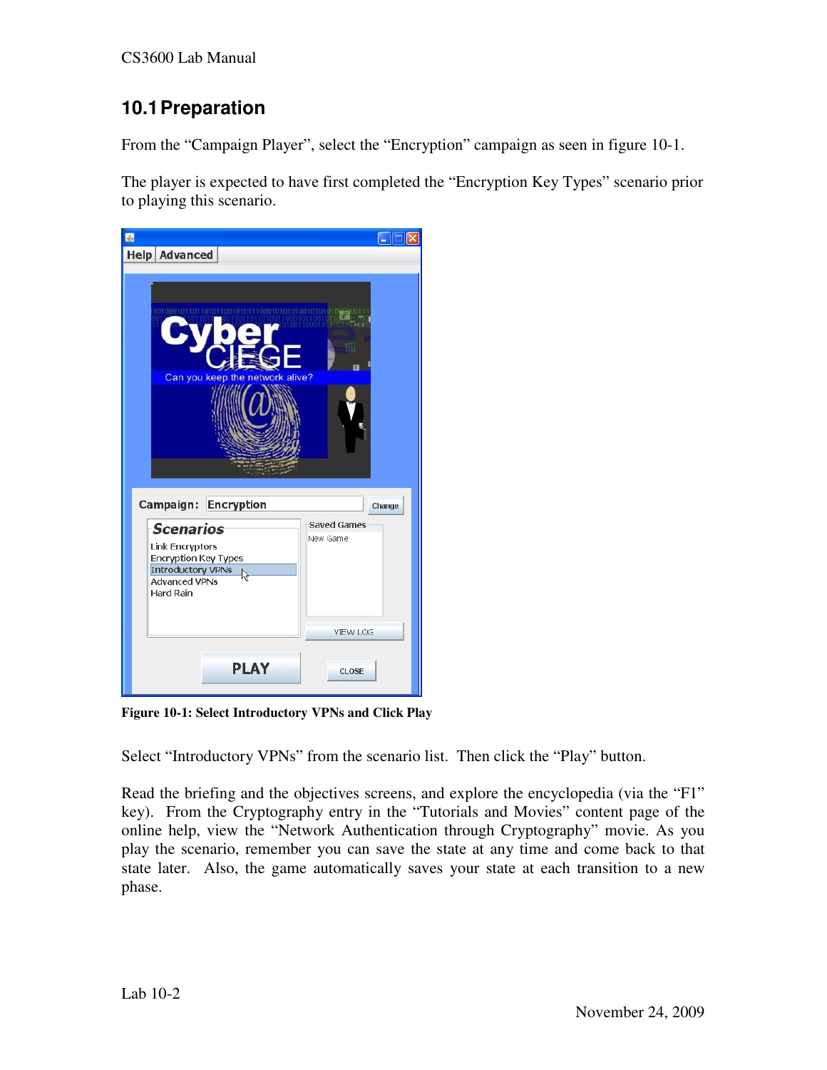## 10.1 Preparation

From the "Campaign Player", select the "Encryption" campaign as seen in figure 10-1.

The player is expected to have first completed the "Encryption Key Types" scenario prior to playing this scenario.

**Figure 10-1: Select Introductory VPNs and Click Play**

Select "Introductory VPNs" from the scenario list. Then click the "Play" button.

Read the briefing and the objectives screens, and explore the encyclopedia (via the "F1" key). From the Cryptography entry in the "Tutorials and Movies" content page of the online help, view the "Network Authentication through Cryptography" movie. As you play the scenario, remember you can save the state at any time and come back to that state later. Also, the game automatically saves your state at each transition to a new phase.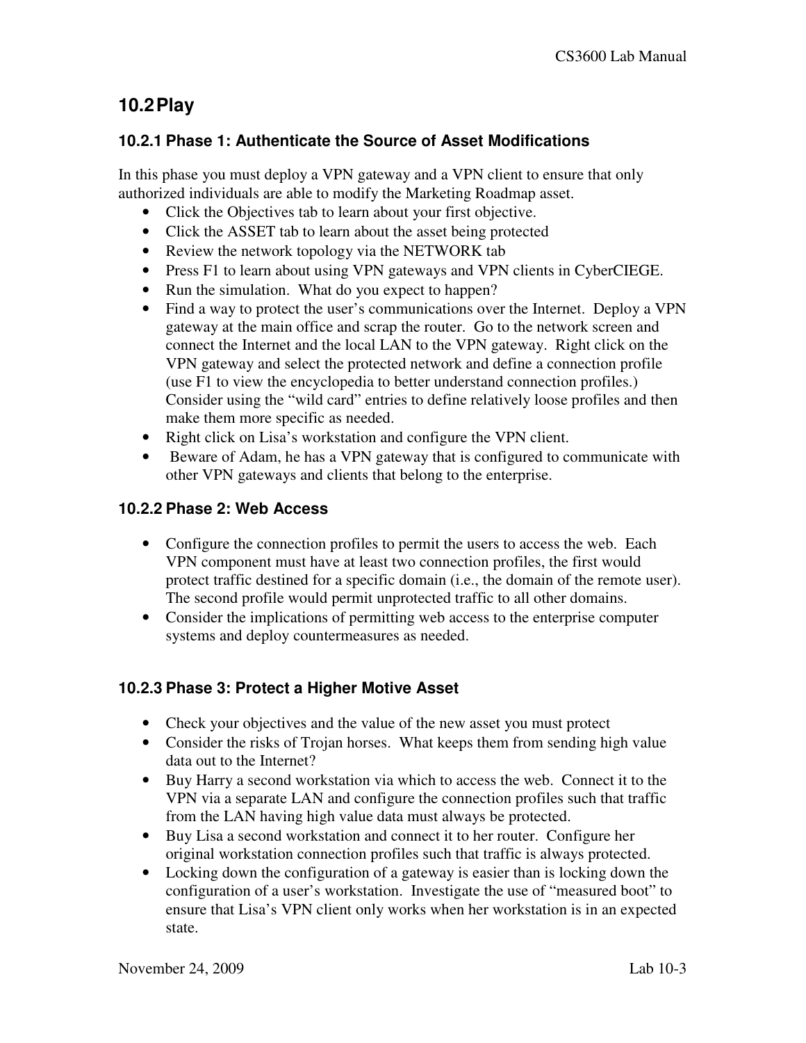## 10.2 Play

### 10.2.1 Phase 1: Authenticate the Source of Asset Modifications

In this phase you must deploy a VPN gateway and a VPN client to ensure that only authorized individuals are able to modify the Marketing Roadmap asset.

- Click the Objectives tab to learn about your first objective.
- Click the ASSET tab to learn about the asset being protected
- Review the network topology via the NETWORK tab
- Press F1 to learn about using VPN gateways and VPN clients in CyberCIEGE.
- Run the simulation. What do you expect to happen?
- Find a way to protect the user's communications over the Internet. Deploy a VPN gateway at the main office and scrap the router. Go to the network screen and connect the Internet and the local LAN to the VPN gateway. Right click on the VPN gateway and select the protected network and define a connection profile (use F1 to view the encyclopedia to better understand connection profiles.) Consider using the "wild card" entries to define relatively loose profiles and then make them more specific as needed.
- Right click on Lisa's workstation and configure the VPN client.
- Beware of Adam, he has a VPN gateway that is configured to communicate with other VPN gateways and clients that belong to the enterprise.

### 10.2.2 Phase 2: Web Access

- Configure the connection profiles to permit the users to access the web. Each VPN component must have at least two connection profiles, the first would protect traffic destined for a specific domain (i.e., the domain of the remote user). The second profile would permit unprotected traffic to all other domains.
- Consider the implications of permitting web access to the enterprise computer systems and deploy countermeasures as needed.

### 10.2.3 Phase 3: Protect a Higher Motive Asset

- Check your objectives and the value of the new asset you must protect
- Consider the risks of Trojan horses. What keeps them from sending high value data out to the Internet?
- Buy Harry a second workstation via which to access the web. Connect it to the VPN via a separate LAN and configure the connection profiles such that traffic from the LAN having high value data must always be protected.
- Buy Lisa a second workstation and connect it to her router. Configure her original workstation connection profiles such that traffic is always protected.
- Locking down the configuration of a gateway is easier than is locking down the configuration of a user's workstation. Investigate the use of "measured boot" to ensure that Lisa's VPN client only works when her workstation is in an expected state.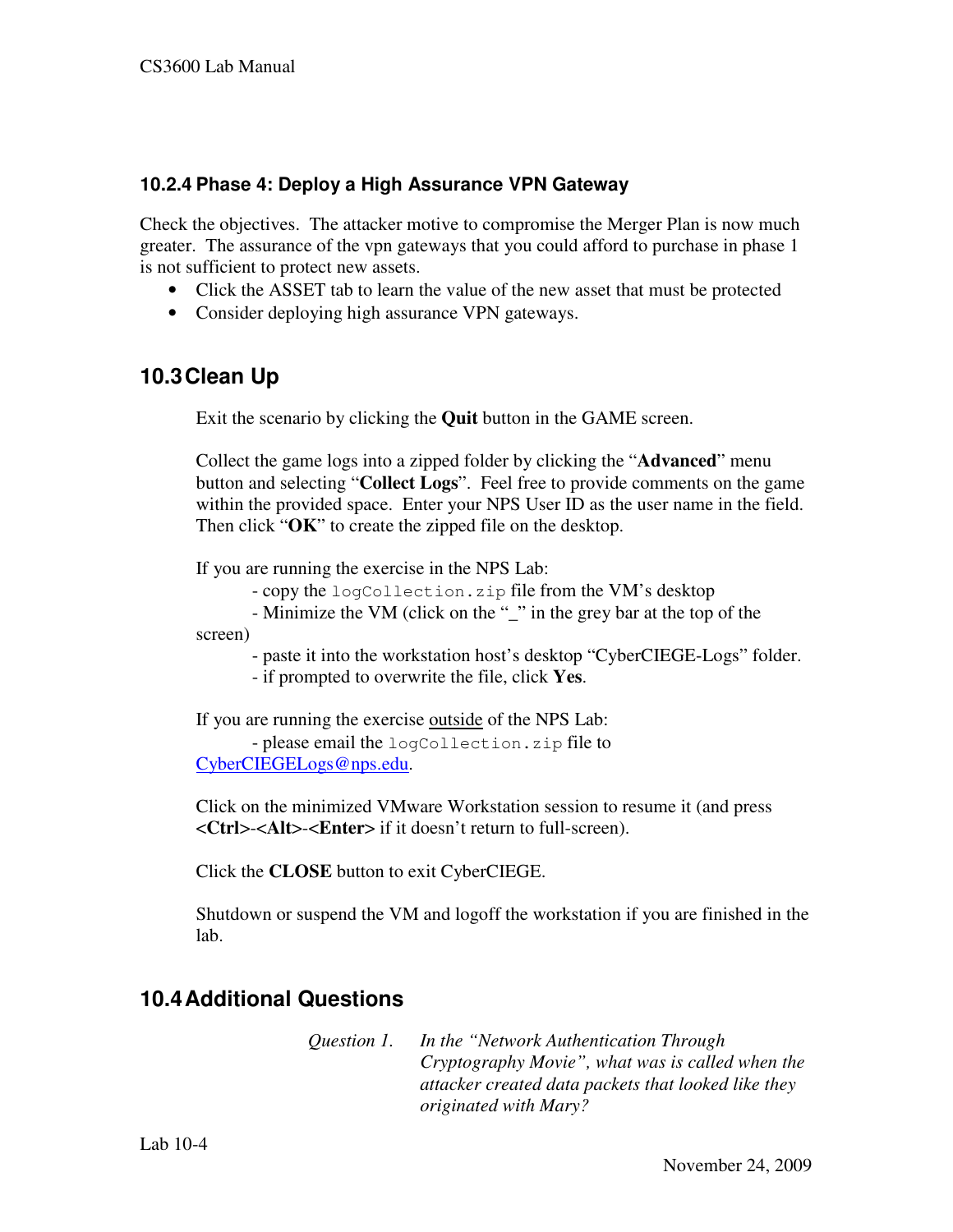### 10.2.4 Phase 4: Deploy a High Assurance VPN Gateway

Check the objectives. The attacker motive to compromise the Merger Plan is now much greater. The assurance of the vpn gateways that you could afford to purchase in phase 1 is not sufficient to protect new assets.

- Click the ASSET tab to learn the value of the new asset that must be protected
- Consider deploying high assurance VPN gateways.

## 10.3 Clean Up

Exit the scenario by clicking the **Quit** button in the GAME screen.

Collect the game logs into a zipped folder by clicking the "**Advanced**" menu button and selecting "**Collect Logs**". Feel free to provide comments on the game within the provided space. Enter your NPS User ID as the user name in the field. Then click "**OK**" to create the zipped file on the desktop.

If you are running the exercise in the NPS Lab:

- copy the `logCollection.zip` file from the VM's desktop
- Minimize the VM (click on the "_" in the grey bar at the top of the screen)
- paste it into the workstation host's desktop "CyberCIEGE-Logs" folder.
- if prompted to overwrite the file, click **Yes**.

If you are running the exercise outside of the NPS Lab:

- please email the `logCollection.zip` file to CyberCIEGELogs@nps.edu.

Click on the minimized VMware Workstation session to resume it (and press **<Ctrl>**-**<Alt>**-**<Enter>** if it doesn't return to full-screen).

Click the **CLOSE** button to exit CyberCIEGE.

Shutdown or suspend the VM and logoff the workstation if you are finished in the lab.

## 10.4 Additional Questions

*Question 1. In the "Network Authentication Through Cryptography Movie", what was is called when the attacker created data packets that looked like they originated with Mary?*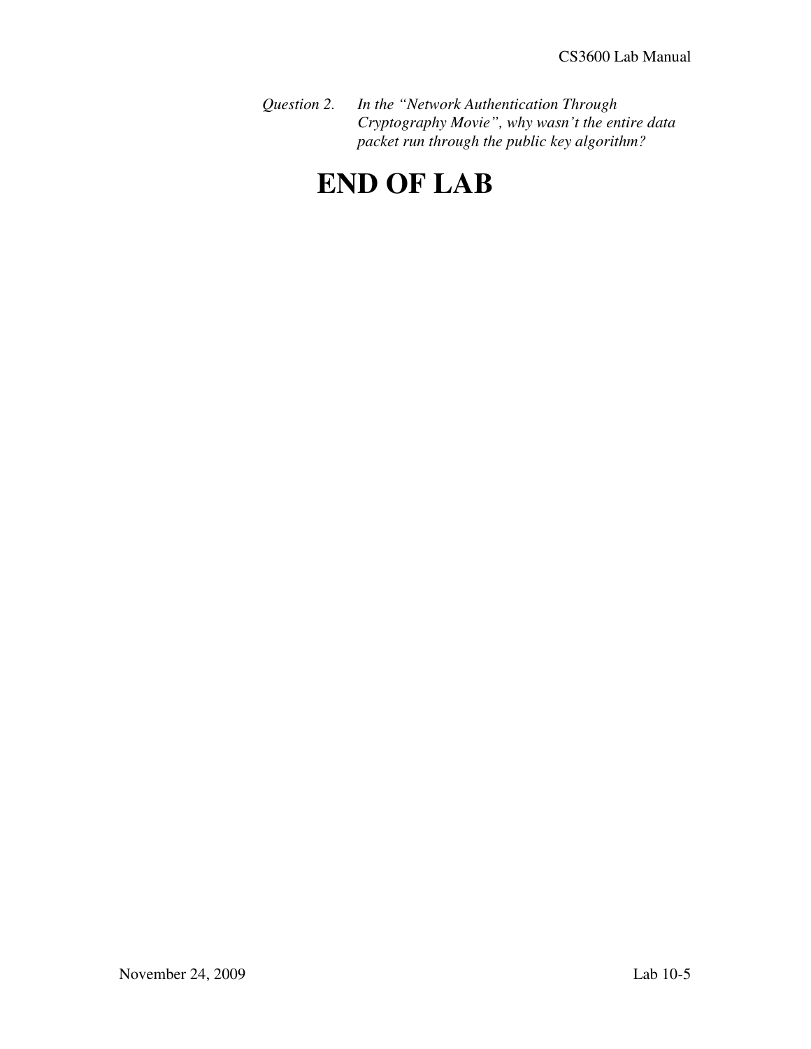*Question 2. In the "Network Authentication Through Cryptography Movie", why wasn't the entire data packet run through the public key algorithm?*

# END OF LAB